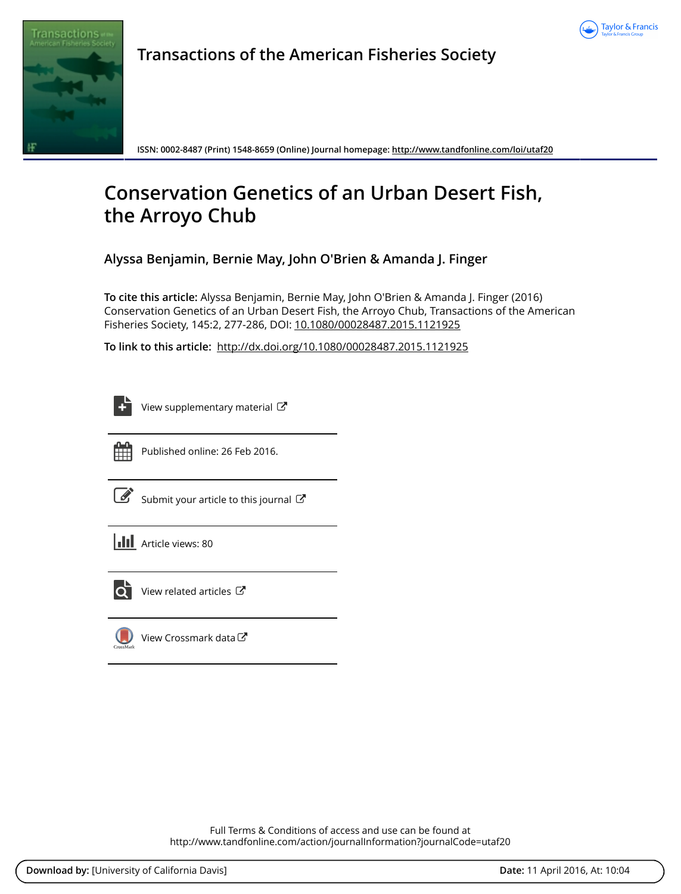# Transactions of the American Fisheries Society

**ISSN: 0002-8487 (Print) 1548-8659 (Online) Journal homepage:** http://www.tandfonline.com/loi/utaf20

# Conservation Genetics of an Urban Desert Fish, the Arroyo Chub

**Alyssa Benjamin, Bernie May, John O'Brien & Amanda J. Finger**

**To cite this article:** Alyssa Benjamin, Bernie May, John O'Brien & Amanda J. Finger (2016) Conservation Genetics of an Urban Desert Fish, the Arroyo Chub, Transactions of the American Fisheries Society, 145:2, 277-286, DOI: 10.1080/00028487.2015.1121925

**To link to this article:** http://dx.doi.org/10.1080/00028487.2015.1121925

View supplementary material

Published online: 26 Feb 2016.

Submit your article to this journal

Article views: 80

View related articles

View Crossmark data

Full Terms & Conditions of access and use can be found at
http://www.tandfonline.com/action/journalInformation?journalCode=utaf20

**Download by:** [University of California Davis] **Date:** 11 April 2016, At: 10:04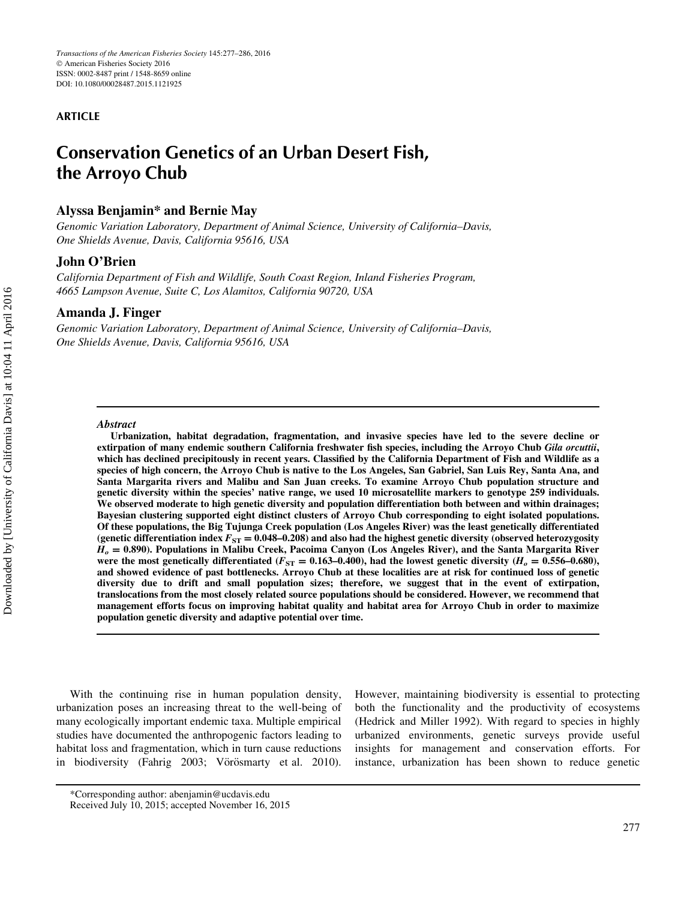ARTICLE

# Conservation Genetics of an Urban Desert Fish, the Arroyo Chub

## Alyssa Benjamin* and Bernie May

*Genomic Variation Laboratory, Department of Animal Science, University of California–Davis, One Shields Avenue, Davis, California 95616, USA*

## John O'Brien

*California Department of Fish and Wildlife, South Coast Region, Inland Fisheries Program, 4665 Lampson Avenue, Suite C, Los Alamitos, California 90720, USA*

## Amanda J. Finger

*Genomic Variation Laboratory, Department of Animal Science, University of California–Davis, One Shields Avenue, Davis, California 95616, USA*

### *Abstract*

**Urbanization, habitat degradation, fragmentation, and invasive species have led to the severe decline or extirpation of many endemic southern California freshwater fish species, including the Arroyo Chub *Gila orcuttii*, which has declined precipitously in recent years. Classified by the California Department of Fish and Wildlife as a species of high concern, the Arroyo Chub is native to the Los Angeles, San Gabriel, San Luis Rey, Santa Ana, and Santa Margarita rivers and Malibu and San Juan creeks. To examine Arroyo Chub population structure and genetic diversity within the species' native range, we used 10 microsatellite markers to genotype 259 individuals. We observed moderate to high genetic diversity and population differentiation both between and within drainages; Bayesian clustering supported eight distinct clusters of Arroyo Chub corresponding to eight isolated populations. Of these populations, the Big Tujunga Creek population (Los Angeles River) was the least genetically differentiated (genetic differentiation index $F_{ST} = 0.048–0.208$) and also had the highest genetic diversity (observed heterozygosity $H_o = 0.890$). Populations in Malibu Creek, Pacoima Canyon (Los Angeles River), and the Santa Margarita River were the most genetically differentiated ($F_{ST} = 0.163–0.400$), had the lowest genetic diversity ($H_o = 0.556–0.680$), and showed evidence of past bottlenecks. Arroyo Chub at these localities are at risk for continued loss of genetic diversity due to drift and small population sizes; therefore, we suggest that in the event of extirpation, translocations from the most closely related source populations should be considered. However, we recommend that management efforts focus on improving habitat quality and habitat area for Arroyo Chub in order to maximize population genetic diversity and adaptive potential over time.**

With the continuing rise in human population density, urbanization poses an increasing threat to the well-being of many ecologically important endemic taxa. Multiple empirical studies have documented the anthropogenic factors leading to habitat loss and fragmentation, which in turn cause reductions in biodiversity (Fahrig 2003; Vörösmarty et al. 2010). However, maintaining biodiversity is essential to protecting both the functionality and the productivity of ecosystems (Hedrick and Miller 1992). With regard to species in highly urbanized environments, genetic surveys provide useful insights for management and conservation efforts. For instance, urbanization has been shown to reduce genetic

*Corresponding author: abenjamin@ucdavis.edu
Received July 10, 2015; accepted November 16, 2015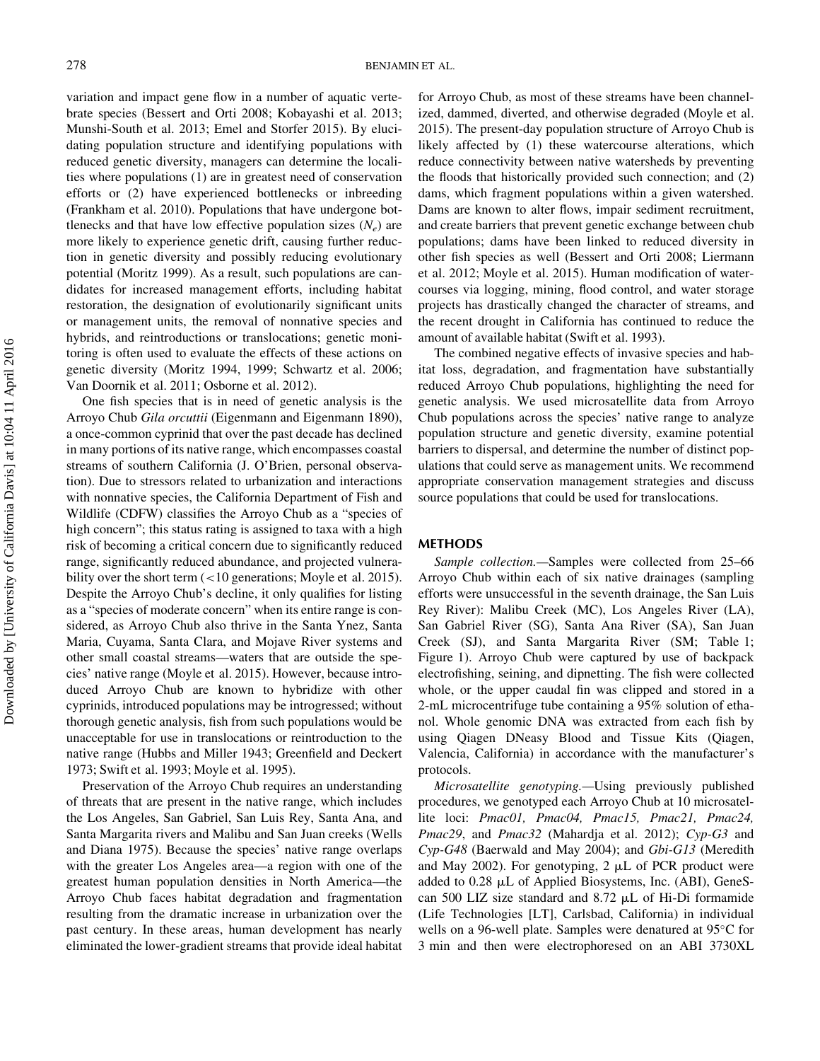variation and impact gene flow in a number of aquatic vertebrate species (Bessert and Orti 2008; Kobayashi et al. 2013; Munshi-South et al. 2013; Emel and Storfer 2015). By elucidating population structure and identifying populations with reduced genetic diversity, managers can determine the localities where populations (1) are in greatest need of conservation efforts or (2) have experienced bottlenecks or inbreeding (Frankham et al. 2010). Populations that have undergone bottlenecks and that have low effective population sizes ($N_e$) are more likely to experience genetic drift, causing further reduction in genetic diversity and possibly reducing evolutionary potential (Moritz 1999). As a result, such populations are candidates for increased management efforts, including habitat restoration, the designation of evolutionarily significant units or management units, the removal of nonnative species and hybrids, and reintroductions or translocations; genetic monitoring is often used to evaluate the effects of these actions on genetic diversity (Moritz 1994, 1999; Schwartz et al. 2006; Van Doornik et al. 2011; Osborne et al. 2012).

One fish species that is in need of genetic analysis is the Arroyo Chub *Gila orcuttii* (Eigenmann and Eigenmann 1890), a once-common cyprinid that over the past decade has declined in many portions of its native range, which encompasses coastal streams of southern California (J. O'Brien, personal observation). Due to stressors related to urbanization and interactions with nonnative species, the California Department of Fish and Wildlife (CDFW) classifies the Arroyo Chub as a "species of high concern"; this status rating is assigned to taxa with a high risk of becoming a critical concern due to significantly reduced range, significantly reduced abundance, and projected vulnerability over the short term (<10 generations; Moyle et al. 2015). Despite the Arroyo Chub's decline, it only qualifies for listing as a "species of moderate concern" when its entire range is considered, as Arroyo Chub also thrive in the Santa Ynez, Santa Maria, Cuyama, Santa Clara, and Mojave River systems and other small coastal streams—waters that are outside the species' native range (Moyle et al. 2015). However, because introduced Arroyo Chub are known to hybridize with other cyprinids, introduced populations may be introgressed; without thorough genetic analysis, fish from such populations would be unacceptable for use in translocations or reintroduction to the native range (Hubbs and Miller 1943; Greenfield and Deckert 1973; Swift et al. 1993; Moyle et al. 1995).

Preservation of the Arroyo Chub requires an understanding of threats that are present in the native range, which includes the Los Angeles, San Gabriel, San Luis Rey, Santa Ana, and Santa Margarita rivers and Malibu and San Juan creeks (Wells and Diana 1975). Because the species' native range overlaps with the greater Los Angeles area—a region with one of the greatest human population densities in North America—the Arroyo Chub faces habitat degradation and fragmentation resulting from the dramatic increase in urbanization over the past century. In these areas, human development has nearly eliminated the lower-gradient streams that provide ideal habitat for Arroyo Chub, as most of these streams have been channelized, dammed, diverted, and otherwise degraded (Moyle et al. 2015). The present-day population structure of Arroyo Chub is likely affected by (1) these watercourse alterations, which reduce connectivity between native watersheds by preventing the floods that historically provided such connection; and (2) dams, which fragment populations within a given watershed. Dams are known to alter flows, impair sediment recruitment, and create barriers that prevent genetic exchange between chub populations; dams have been linked to reduced diversity in other fish species as well (Bessert and Orti 2008; Liermann et al. 2012; Moyle et al. 2015). Human modification of watercourses via logging, mining, flood control, and water storage projects has drastically changed the character of streams, and the recent drought in California has continued to reduce the amount of available habitat (Swift et al. 1993).

The combined negative effects of invasive species and habitat loss, degradation, and fragmentation have substantially reduced Arroyo Chub populations, highlighting the need for genetic analysis. We used microsatellite data from Arroyo Chub populations across the species' native range to analyze population structure and genetic diversity, examine potential barriers to dispersal, and determine the number of distinct populations that could serve as management units. We recommend appropriate conservation management strategies and discuss source populations that could be used for translocations.

## METHODS

*Sample collection.*—Samples were collected from 25–66 Arroyo Chub within each of six native drainages (sampling efforts were unsuccessful in the seventh drainage, the San Luis Rey River): Malibu Creek (MC), Los Angeles River (LA), San Gabriel River (SG), Santa Ana River (SA), San Juan Creek (SJ), and Santa Margarita River (SM; Table 1; Figure 1). Arroyo Chub were captured by use of backpack electrofishing, seining, and dipnetting. The fish were collected whole, or the upper caudal fin was clipped and stored in a 2-mL microcentrifuge tube containing a 95% solution of ethanol. Whole genomic DNA was extracted from each fish by using Qiagen DNeasy Blood and Tissue Kits (Qiagen, Valencia, California) in accordance with the manufacturer's protocols.

*Microsatellite genotyping.*—Using previously published procedures, we genotyped each Arroyo Chub at 10 microsatellite loci: *Pmac01, Pmac04, Pmac15, Pmac21, Pmac24, Pmac29*, and *Pmac32* (Mahardja et al. 2012); *Cyp-G3* and *Cyp-G48* (Baerwald and May 2004); and *Gbi-G13* (Meredith and May 2002). For genotyping, 2 μL of PCR product were added to 0.28 μL of Applied Biosystems, Inc. (ABI), GeneScan 500 LIZ size standard and 8.72 μL of Hi-Di formamide (Life Technologies [LT], Carlsbad, California) in individual wells on a 96-well plate. Samples were denatured at 95°C for 3 min and then were electrophoresed on an ABI 3730XL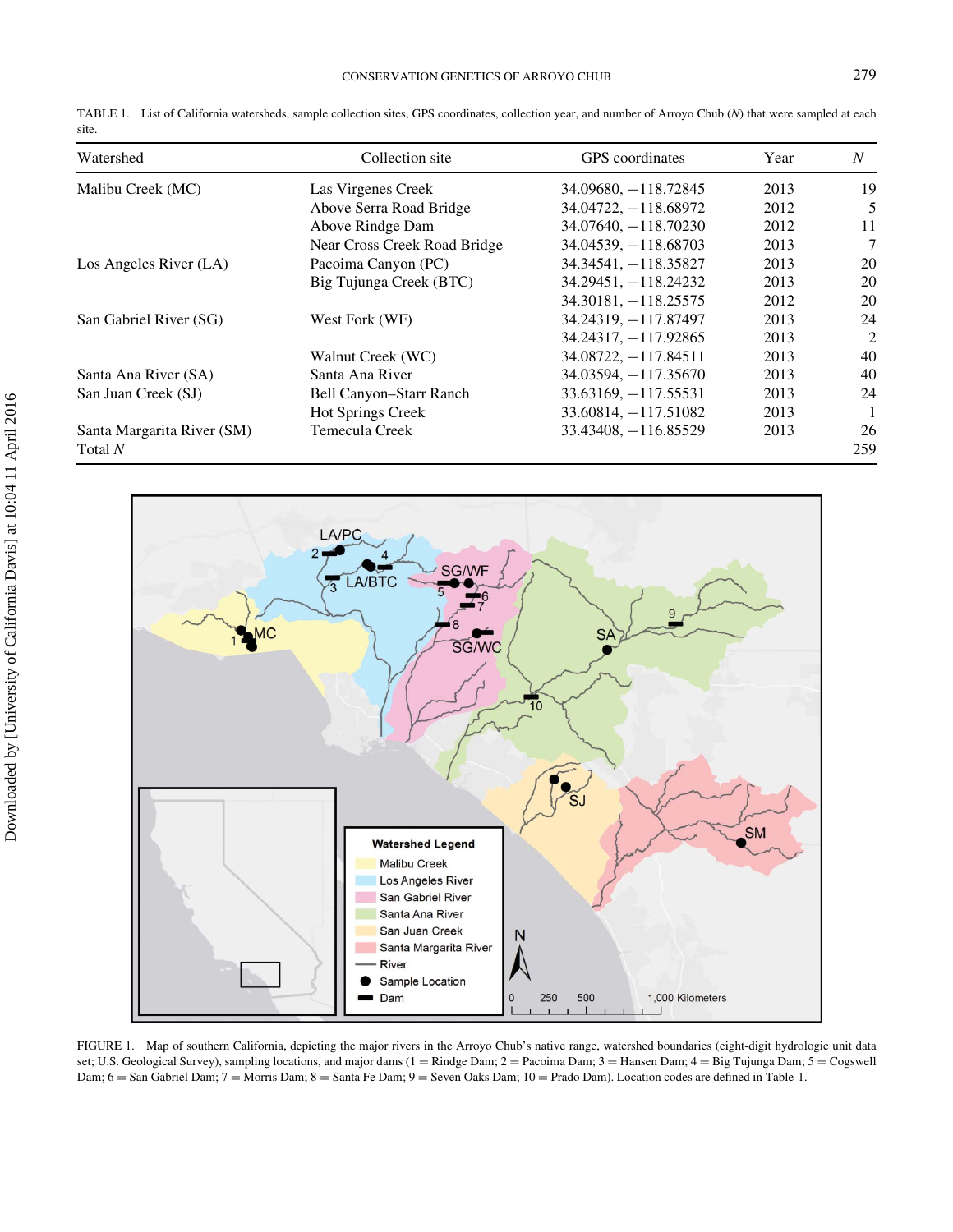TABLE 1. List of California watersheds, sample collection sites, GPS coordinates, collection year, and number of Arroyo Chub (*N*) that were sampled at each site.

| Watershed | Collection site | GPS coordinates | Year | *N* |
|---|---|---|---|---|
| Malibu Creek (MC) | Las Virgenes Creek | 34.09680, −118.72845 | 2013 | 19 |
| | Above Serra Road Bridge | 34.04722, −118.68972 | 2012 | 5 |
| | Above Rindge Dam | 34.07640, −118.70230 | 2012 | 11 |
| | Near Cross Creek Road Bridge | 34.04539, −118.68703 | 2013 | 7 |
| Los Angeles River (LA) | Pacoima Canyon (PC) | 34.34541, −118.35827 | 2013 | 20 |
| | Big Tujunga Creek (BTC) | 34.29451, −118.24232 | 2013 | 20 |
| | | 34.30181, −118.25575 | 2012 | 20 |
| San Gabriel River (SG) | West Fork (WF) | 34.24319, −117.87497 | 2013 | 24 |
| | | 34.24317, −117.92865 | 2013 | 2 |
| | Walnut Creek (WC) | 34.08722, −117.84511 | 2013 | 40 |
| Santa Ana River (SA) | Santa Ana River | 34.03594, −117.35670 | 2013 | 40 |
| San Juan Creek (SJ) | Bell Canyon–Starr Ranch | 33.63169, −117.55531 | 2013 | 24 |
| | Hot Springs Creek | 33.60814, −117.51082 | 2013 | 1 |
| Santa Margarita River (SM) | Temecula Creek | 33.43408, −116.85529 | 2013 | 26 |
| Total *N* | | | | 259 |

FIGURE 1. Map of southern California, depicting the major rivers in the Arroyo Chub's native range, watershed boundaries (eight-digit hydrologic unit data set; U.S. Geological Survey), sampling locations, and major dams (1 = Rindge Dam; 2 = Pacoima Dam; 3 = Hansen Dam; 4 = Big Tujunga Dam; 5 = Cogswell Dam; 6 = San Gabriel Dam; 7 = Morris Dam; 8 = Santa Fe Dam; 9 = Seven Oaks Dam; 10 = Prado Dam). Location codes are defined in Table 1.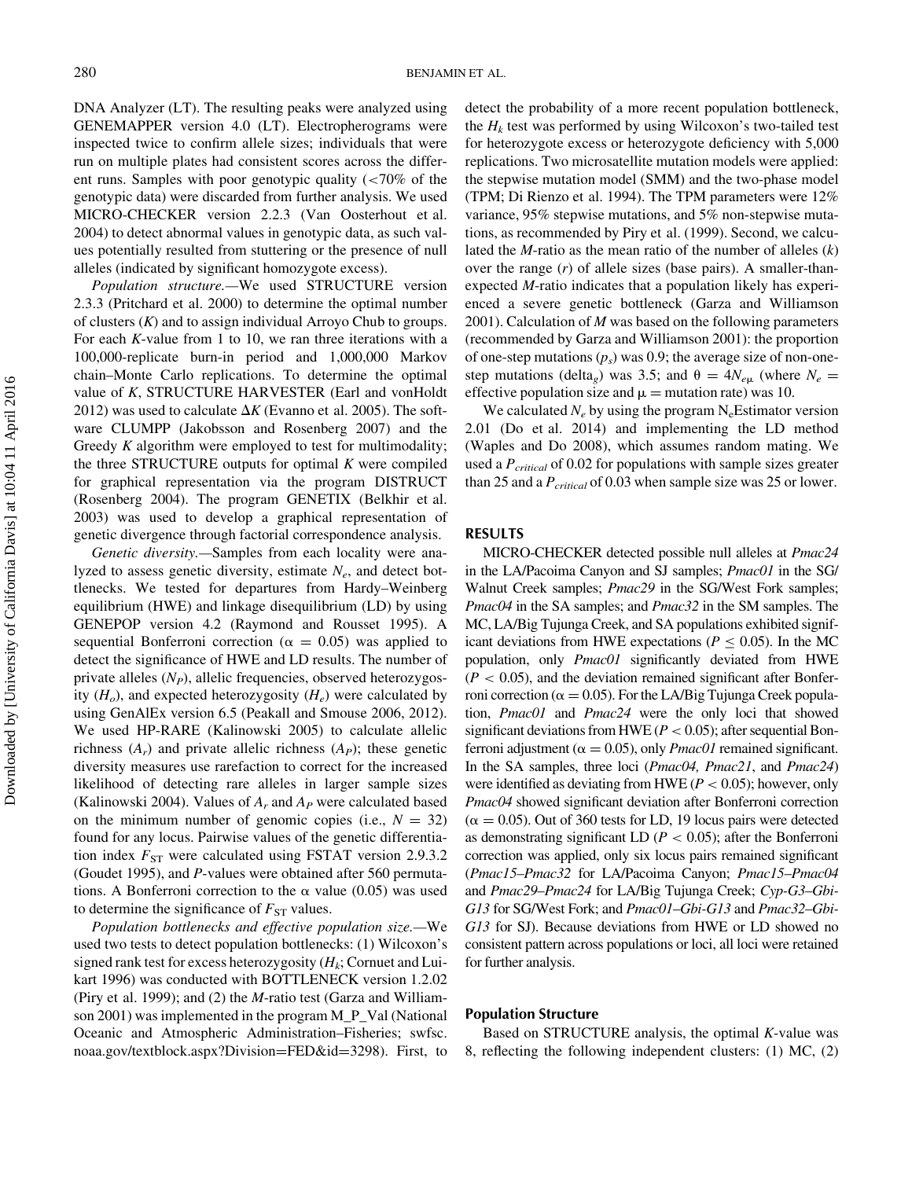DNA Analyzer (LT). The resulting peaks were analyzed using GENEMAPPER version 4.0 (LT). Electropherograms were inspected twice to confirm allele sizes; individuals that were run on multiple plates had consistent scores across the different runs. Samples with poor genotypic quality (<70% of the genotypic data) were discarded from further analysis. We used MICRO-CHECKER version 2.2.3 (Van Oosterhout et al. 2004) to detect abnormal values in genotypic data, as such values potentially resulted from stuttering or the presence of null alleles (indicated by significant homozygote excess).

*Population structure.*—We used STRUCTURE version 2.3.3 (Pritchard et al. 2000) to determine the optimal number of clusters ($K$) and to assign individual Arroyo Chub to groups. For each $K$-value from 1 to 10, we ran three iterations with a 100,000-replicate burn-in period and 1,000,000 Markov chain–Monte Carlo replications. To determine the optimal value of $K$, STRUCTURE HARVESTER (Earl and vonHoldt 2012) was used to calculate $\Delta K$ (Evanno et al. 2005). The software CLUMPP (Jakobsson and Rosenberg 2007) and the Greedy $K$ algorithm were employed to test for multimodality; the three STRUCTURE outputs for optimal $K$ were compiled for graphical representation via the program DISTRUCT (Rosenberg 2004). The program GENETIX (Belkhir et al. 2003) was used to develop a graphical representation of genetic divergence through factorial correspondence analysis.

*Genetic diversity.*—Samples from each locality were analyzed to assess genetic diversity, estimate $N_e$, and detect bottlenecks. We tested for departures from Hardy–Weinberg equilibrium (HWE) and linkage disequilibrium (LD) by using GENEPOP version 4.2 (Raymond and Rousset 1995). A sequential Bonferroni correction ($\alpha = 0.05$) was applied to detect the significance of HWE and LD results. The number of private alleles ($N_P$), allelic frequencies, observed heterozygosity ($H_o$), and expected heterozygosity ($H_e$) were calculated by using GenAlEx version 6.5 (Peakall and Smouse 2006, 2012). We used HP-RARE (Kalinowski 2005) to calculate allelic richness ($A_r$) and private allelic richness ($A_P$); these genetic diversity measures use rarefaction to correct for the increased likelihood of detecting rare alleles in larger sample sizes (Kalinowski 2004). Values of $A_r$ and $A_P$ were calculated based on the minimum number of genomic copies (i.e., $N = 32$) found for any locus. Pairwise values of the genetic differentiation index $F_{ST}$ were calculated using FSTAT version 2.9.3.2 (Goudet 1995), and $P$-values were obtained after 560 permutations. A Bonferroni correction to the $\alpha$ value (0.05) was used to determine the significance of $F_{ST}$ values.

*Population bottlenecks and effective population size.*—We used two tests to detect population bottlenecks: (1) Wilcoxon's signed rank test for excess heterozygosity ($H_k$; Cornuet and Luikart 1996) was conducted with BOTTLENECK version 1.2.02 (Piry et al. 1999); and (2) the $M$-ratio test (Garza and Williamson 2001) was implemented in the program M_P_Val (National Oceanic and Atmospheric Administration–Fisheries; swfsc.noaa.gov/textblock.aspx?Division=FED&id=3298). First, to detect the probability of a more recent population bottleneck, the $H_k$ test was performed by using Wilcoxon's two-tailed test for heterozygote excess or heterozygote deficiency with 5,000 replications. Two microsatellite mutation models were applied: the stepwise mutation model (SMM) and the two-phase model (TPM; Di Rienzo et al. 1994). The TPM parameters were 12% variance, 95% stepwise mutations, and 5% non-stepwise mutations, as recommended by Piry et al. (1999). Second, we calculated the $M$-ratio as the mean ratio of the number of alleles ($k$) over the range ($r$) of allele sizes (base pairs). A smaller-than-expected $M$-ratio indicates that a population likely has experienced a severe genetic bottleneck (Garza and Williamson 2001). Calculation of $M$ was based on the following parameters (recommended by Garza and Williamson 2001): the proportion of one-step mutations ($p_s$) was 0.9; the average size of non-one-step mutations ($\text{delta}_g$) was 3.5; and $\theta = 4N_{e}\mu$ (where $N_e =$ effective population size and $\mu =$ mutation rate) was 10.

We calculated $N_e$ by using the program $N_e$Estimator version 2.01 (Do et al. 2014) and implementing the LD method (Waples and Do 2008), which assumes random mating. We used a $P_{critical}$ of 0.02 for populations with sample sizes greater than 25 and a $P_{critical}$ of 0.03 when sample size was 25 or lower.

## RESULTS

MICRO-CHECKER detected possible null alleles at *Pmac24* in the LA/Pacoima Canyon and SJ samples; *Pmac01* in the SG/Walnut Creek samples; *Pmac29* in the SG/West Fork samples; *Pmac04* in the SA samples; and *Pmac32* in the SM samples. The MC, LA/Big Tujunga Creek, and SA populations exhibited significant deviations from HWE expectations ($P \leq 0.05$). In the MC population, only *Pmac01* significantly deviated from HWE ($P < 0.05$), and the deviation remained significant after Bonferroni correction ($\alpha = 0.05$). For the LA/Big Tujunga Creek population, *Pmac01* and *Pmac24* were the only loci that showed significant deviations from HWE ($P < 0.05$); after sequential Bonferroni adjustment ($\alpha = 0.05$), only *Pmac01* remained significant. In the SA samples, three loci (*Pmac04, Pmac21*, and *Pmac24*) were identified as deviating from HWE ($P < 0.05$); however, only *Pmac04* showed significant deviation after Bonferroni correction ($\alpha = 0.05$). Out of 360 tests for LD, 19 locus pairs were detected as demonstrating significant LD ($P < 0.05$); after the Bonferroni correction was applied, only six locus pairs remained significant (*Pmac15–Pmac32* for LA/Pacoima Canyon; *Pmac15–Pmac04* and *Pmac29–Pmac24* for LA/Big Tujunga Creek; *Cyp-G3–Gbi-G13* for SG/West Fork; and *Pmac01–Gbi-G13* and *Pmac32–Gbi-G13* for SJ). Because deviations from HWE or LD showed no consistent pattern across populations or loci, all loci were retained for further analysis.

### Population Structure

Based on STRUCTURE analysis, the optimal $K$-value was 8, reflecting the following independent clusters: (1) MC, (2)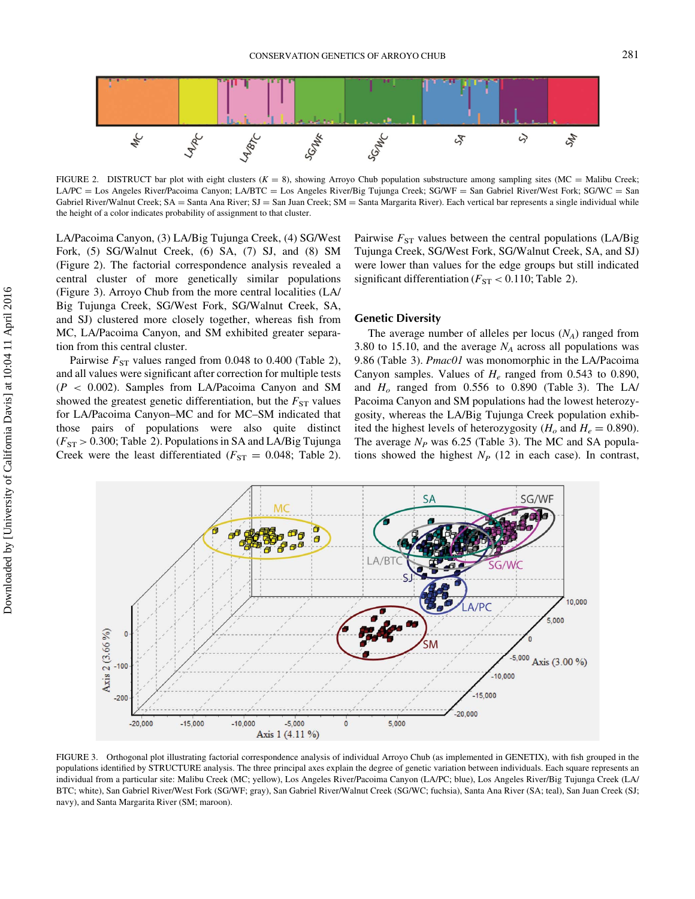FIGURE 2. DISTRUCT bar plot with eight clusters ($K = 8$), showing Arroyo Chub population substructure among sampling sites (MC = Malibu Creek; LA/PC = Los Angeles River/Pacoima Canyon; LA/BTC = Los Angeles River/Big Tujunga Creek; SG/WF = San Gabriel River/West Fork; SG/WC = San Gabriel River/Walnut Creek; SA = Santa Ana River; SJ = San Juan Creek; SM = Santa Margarita River). Each vertical bar represents a single individual while the height of a color indicates probability of assignment to that cluster.

LA/Pacoima Canyon, (3) LA/Big Tujunga Creek, (4) SG/West Fork, (5) SG/Walnut Creek, (6) SA, (7) SJ, and (8) SM (Figure 2). The factorial correspondence analysis revealed a central cluster of more genetically similar populations (Figure 3). Arroyo Chub from the more central localities (LA/Big Tujunga Creek, SG/West Fork, SG/Walnut Creek, SA, and SJ) clustered more closely together, whereas fish from MC, LA/Pacoima Canyon, and SM exhibited greater separation from this central cluster.

Pairwise $F_{ST}$ values ranged from 0.048 to 0.400 (Table 2), and all values were significant after correction for multiple tests ($P < 0.002$). Samples from LA/Pacoima Canyon and SM showed the greatest genetic differentiation, but the $F_{ST}$ values for LA/Pacoima Canyon–MC and for MC–SM indicated that those pairs of populations were also quite distinct ($F_{ST} > 0.300$; Table 2). Populations in SA and LA/Big Tujunga Creek were the least differentiated ($F_{ST} = 0.048$; Table 2). Pairwise $F_{ST}$ values between the central populations (LA/Big Tujunga Creek, SG/West Fork, SG/Walnut Creek, SA, and SJ) were lower than values for the edge groups but still indicated significant differentiation ($F_{ST} < 0.110$; Table 2).

## Genetic Diversity

The average number of alleles per locus ($N_A$) ranged from 3.80 to 15.10, and the average $N_A$ across all populations was 9.86 (Table 3). *Pmac01* was monomorphic in the LA/Pacoima Canyon samples. Values of $H_e$ ranged from 0.543 to 0.890, and $H_o$ ranged from 0.556 to 0.890 (Table 3). The LA/Pacoima Canyon and SM populations had the lowest heterozygosity, whereas the LA/Big Tujunga Creek population exhibited the highest levels of heterozygosity ($H_o$ and $H_e = 0.890$). The average $N_P$ was 6.25 (Table 3). The MC and SA populations showed the highest $N_P$ (12 in each case). In contrast,

FIGURE 3. Orthogonal plot illustrating factorial correspondence analysis of individual Arroyo Chub (as implemented in GENETIX), with fish grouped in the populations identified by STRUCTURE analysis. The three principal axes explain the degree of genetic variation between individuals. Each square represents an individual from a particular site: Malibu Creek (MC; yellow), Los Angeles River/Pacoima Canyon (LA/PC; blue), Los Angeles River/Big Tujunga Creek (LA/BTC; white), San Gabriel River/West Fork (SG/WF; gray), San Gabriel River/Walnut Creek (SG/WC; fuchsia), Santa Ana River (SA; teal), San Juan Creek (SJ; navy), and Santa Margarita River (SM; maroon).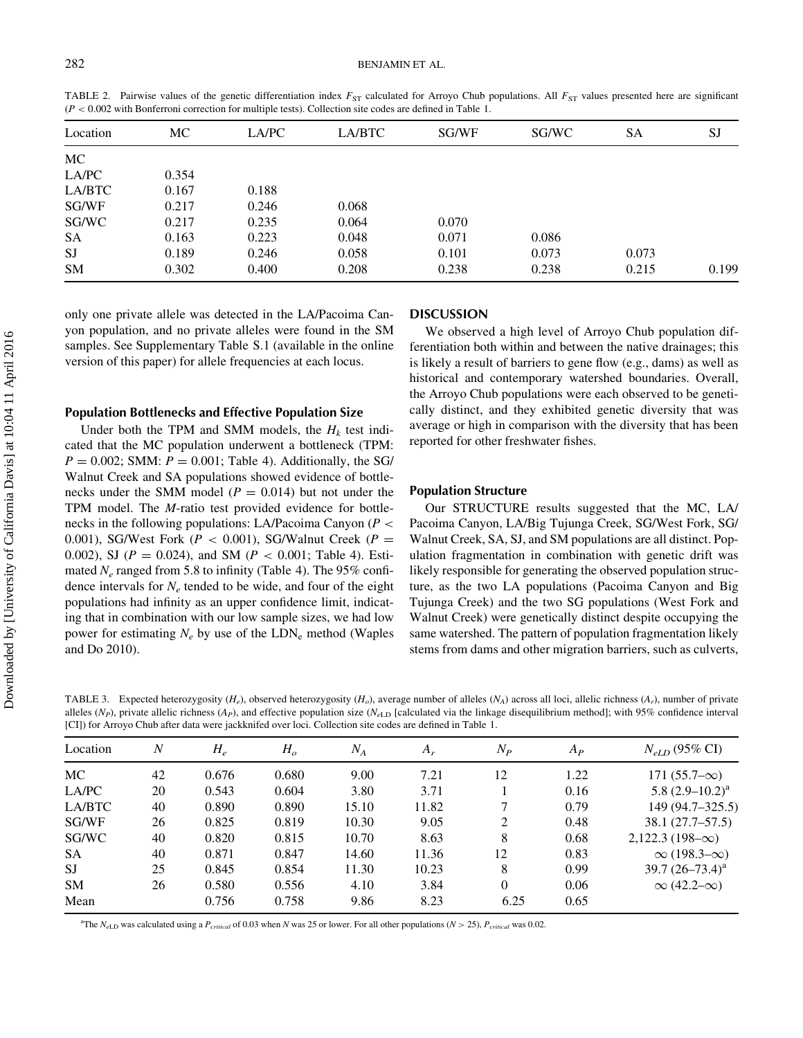TABLE 2. Pairwise values of the genetic differentiation index $F_{ST}$ calculated for Arroyo Chub populations. All $F_{ST}$ values presented here are significant ($P < 0.002$ with Bonferroni correction for multiple tests). Collection site codes are defined in Table 1.

| Location | MC | LA/PC | LA/BTC | SG/WF | SG/WC | SA | SJ |
|---|---|---|---|---|---|---|---|
| MC | | | | | | | |
| LA/PC | 0.354 | | | | | | |
| LA/BTC | 0.167 | 0.188 | | | | | |
| SG/WF | 0.217 | 0.246 | 0.068 | | | | |
| SG/WC | 0.217 | 0.235 | 0.064 | 0.070 | | | |
| SA | 0.163 | 0.223 | 0.048 | 0.071 | 0.086 | | |
| SJ | 0.189 | 0.246 | 0.058 | 0.101 | 0.073 | 0.073 | |
| SM | 0.302 | 0.400 | 0.208 | 0.238 | 0.238 | 0.215 | 0.199 |

only one private allele was detected in the LA/Pacoima Canyon population, and no private alleles were found in the SM samples. See Supplementary Table S.1 (available in the online version of this paper) for allele frequencies at each locus.

### Population Bottlenecks and Effective Population Size

Under both the TPM and SMM models, the $H_k$ test indicated that the MC population underwent a bottleneck (TPM: $P = 0.002$; SMM: $P = 0.001$; Table 4). Additionally, the SG/Walnut Creek and SA populations showed evidence of bottlenecks under the SMM model ($P = 0.014$) but not under the TPM model. The $M$-ratio test provided evidence for bottlenecks in the following populations: LA/Pacoima Canyon ($P < 0.001$), SG/West Fork ($P < 0.001$), SG/Walnut Creek ($P = 0.002$), SJ ($P = 0.024$), and SM ($P < 0.001$; Table 4). Estimated $N_e$ ranged from 5.8 to infinity (Table 4). The 95% confidence intervals for $N_e$ tended to be wide, and four of the eight populations had infinity as an upper confidence limit, indicating that in combination with our low sample sizes, we had low power for estimating $N_e$ by use of the LDN$_e$ method (Waples and Do 2010).

## DISCUSSION

We observed a high level of Arroyo Chub population differentiation both within and between the native drainages; this is likely a result of barriers to gene flow (e.g., dams) as well as historical and contemporary watershed boundaries. Overall, the Arroyo Chub populations were each observed to be genetically distinct, and they exhibited genetic diversity that was average or high in comparison with the diversity that has been reported for other freshwater fishes.

### Population Structure

Our STRUCTURE results suggested that the MC, LA/Pacoima Canyon, LA/Big Tujunga Creek, SG/West Fork, SG/Walnut Creek, SA, SJ, and SM populations are all distinct. Population fragmentation in combination with genetic drift was likely responsible for generating the observed population structure, as the two LA populations (Pacoima Canyon and Big Tujunga Creek) and the two SG populations (West Fork and Walnut Creek) were genetically distinct despite occupying the same watershed. The pattern of population fragmentation likely stems from dams and other migration barriers, such as culverts,

TABLE 3. Expected heterozygosity ($H_e$), observed heterozygosity ($H_o$), average number of alleles ($N_A$) across all loci, allelic richness ($A_r$), number of private alleles ($N_P$), private allelic richness ($A_P$), and effective population size ($N_{eLD}$ [calculated via the linkage disequilibrium method]; with 95% confidence interval [CI]) for Arroyo Chub after data were jackknifed over loci. Collection site codes are defined in Table 1.

| Location | $N$ | $H_e$ | $H_o$ | $N_A$ | $A_r$ | $N_P$ | $A_P$ | $N_{eLD}$ (95% CI) |
|---|---|---|---|---|---|---|---|---|
| MC | 42 | 0.676 | 0.680 | 9.00 | 7.21 | 12 | 1.22 | 171 (55.7–$\infty$) |
| LA/PC | 20 | 0.543 | 0.604 | 3.80 | 3.71 | 1 | 0.16 | 5.8 (2.9–10.2)[a] |
| LA/BTC | 40 | 0.890 | 0.890 | 15.10 | 11.82 | 7 | 0.79 | 149 (94.7–325.5) |
| SG/WF | 26 | 0.825 | 0.819 | 10.30 | 9.05 | 2 | 0.48 | 38.1 (27.7–57.5) |
| SG/WC | 40 | 0.820 | 0.815 | 10.70 | 8.63 | 8 | 0.68 | 2,122.3 (198–$\infty$) |
| SA | 40 | 0.871 | 0.847 | 14.60 | 11.36 | 12 | 0.83 | $\infty$ (198.3–$\infty$) |
| SJ | 25 | 0.845 | 0.854 | 11.30 | 10.23 | 8 | 0.99 | 39.7 (26–73.4)[a] |
| SM | 26 | 0.580 | 0.556 | 4.10 | 3.84 | 0 | 0.06 | $\infty$ (42.2–$\infty$) |
| Mean | | 0.756 | 0.758 | 9.86 | 8.23 | 6.25 | 0.65 | |

[a]The $N_{eLD}$ was calculated using a $P_{critical}$ of 0.03 when $N$ was 25 or lower. For all other populations ($N > 25$), $P_{critical}$ was 0.02.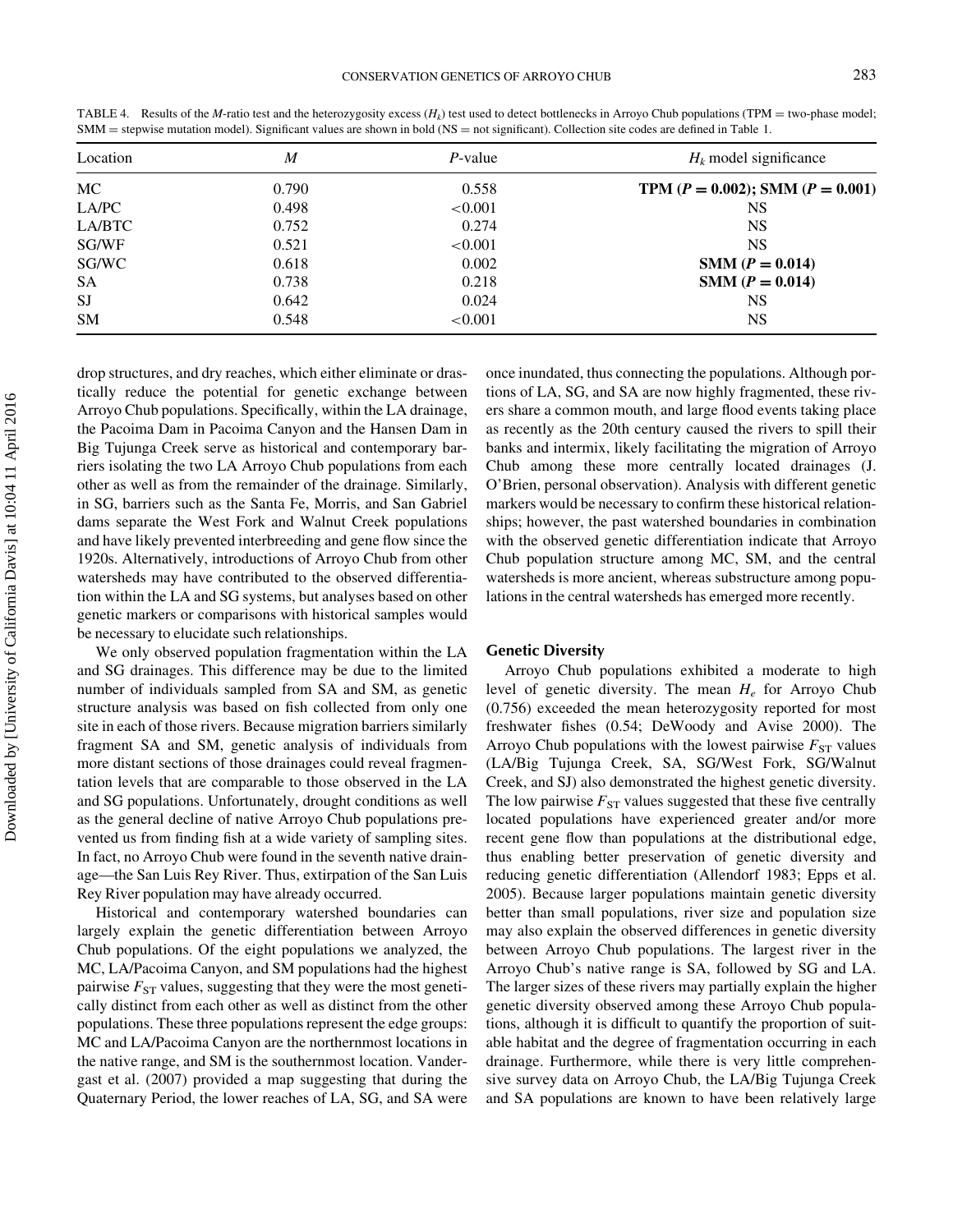TABLE 4. Results of the *M*-ratio test and the heterozygosity excess ($H_k$) test used to detect bottlenecks in Arroyo Chub populations (TPM = two-phase model; SMM = stepwise mutation model). Significant values are shown in bold (NS = not significant). Collection site codes are defined in Table 1.

| Location | *M* | *P*-value | $H_k$ model significance |
|---|---|---|---|
| MC | 0.790 | 0.558 | **TPM ($P = 0.002$); SMM ($P = 0.001$)** |
| LA/PC | 0.498 | <0.001 | NS |
| LA/BTC | 0.752 | 0.274 | NS |
| SG/WF | 0.521 | <0.001 | NS |
| SG/WC | 0.618 | 0.002 | **SMM ($P = 0.014$)** |
| SA | 0.738 | 0.218 | **SMM ($P = 0.014$)** |
| SJ | 0.642 | 0.024 | NS |
| SM | 0.548 | <0.001 | NS |

drop structures, and dry reaches, which either eliminate or drastically reduce the potential for genetic exchange between Arroyo Chub populations. Specifically, within the LA drainage, the Pacoima Dam in Pacoima Canyon and the Hansen Dam in Big Tujunga Creek serve as historical and contemporary barriers isolating the two LA Arroyo Chub populations from each other as well as from the remainder of the drainage. Similarly, in SG, barriers such as the Santa Fe, Morris, and San Gabriel dams separate the West Fork and Walnut Creek populations and have likely prevented interbreeding and gene flow since the 1920s. Alternatively, introductions of Arroyo Chub from other watersheds may have contributed to the observed differentiation within the LA and SG systems, but analyses based on other genetic markers or comparisons with historical samples would be necessary to elucidate such relationships.

We only observed population fragmentation within the LA and SG drainages. This difference may be due to the limited number of individuals sampled from SA and SM, as genetic structure analysis was based on fish collected from only one site in each of those rivers. Because migration barriers similarly fragment SA and SM, genetic analysis of individuals from more distant sections of those drainages could reveal fragmentation levels that are comparable to those observed in the LA and SG populations. Unfortunately, drought conditions as well as the general decline of native Arroyo Chub populations prevented us from finding fish at a wide variety of sampling sites. In fact, no Arroyo Chub were found in the seventh native drainage—the San Luis Rey River. Thus, extirpation of the San Luis Rey River population may have already occurred.

Historical and contemporary watershed boundaries can largely explain the genetic differentiation between Arroyo Chub populations. Of the eight populations we analyzed, the MC, LA/Pacoima Canyon, and SM populations had the highest pairwise $F_{ST}$ values, suggesting that they were the most genetically distinct from each other as well as distinct from the other populations. These three populations represent the edge groups: MC and LA/Pacoima Canyon are the northernmost locations in the native range, and SM is the southernmost location. Vandergast et al. (2007) provided a map suggesting that during the Quaternary Period, the lower reaches of LA, SG, and SA were once inundated, thus connecting the populations. Although portions of LA, SG, and SA are now highly fragmented, these rivers share a common mouth, and large flood events taking place as recently as the 20th century caused the rivers to spill their banks and intermix, likely facilitating the migration of Arroyo Chub among these more centrally located drainages (J. O'Brien, personal observation). Analysis with different genetic markers would be necessary to confirm these historical relationships; however, the past watershed boundaries in combination with the observed genetic differentiation indicate that Arroyo Chub population structure among MC, SM, and the central watersheds is more ancient, whereas substructure among populations in the central watersheds has emerged more recently.

### Genetic Diversity

Arroyo Chub populations exhibited a moderate to high level of genetic diversity. The mean $H_e$ for Arroyo Chub (0.756) exceeded the mean heterozygosity reported for most freshwater fishes (0.54; DeWoody and Avise 2000). The Arroyo Chub populations with the lowest pairwise $F_{ST}$ values (LA/Big Tujunga Creek, SA, SG/West Fork, SG/Walnut Creek, and SJ) also demonstrated the highest genetic diversity. The low pairwise $F_{ST}$ values suggested that these five centrally located populations have experienced greater and/or more recent gene flow than populations at the distributional edge, thus enabling better preservation of genetic diversity and reducing genetic differentiation (Allendorf 1983; Epps et al. 2005). Because larger populations maintain genetic diversity better than small populations, river size and population size may also explain the observed differences in genetic diversity between Arroyo Chub populations. The largest river in the Arroyo Chub's native range is SA, followed by SG and LA. The larger sizes of these rivers may partially explain the higher genetic diversity observed among these Arroyo Chub populations, although it is difficult to quantify the proportion of suitable habitat and the degree of fragmentation occurring in each drainage. Furthermore, while there is very little comprehensive survey data on Arroyo Chub, the LA/Big Tujunga Creek and SA populations are known to have been relatively large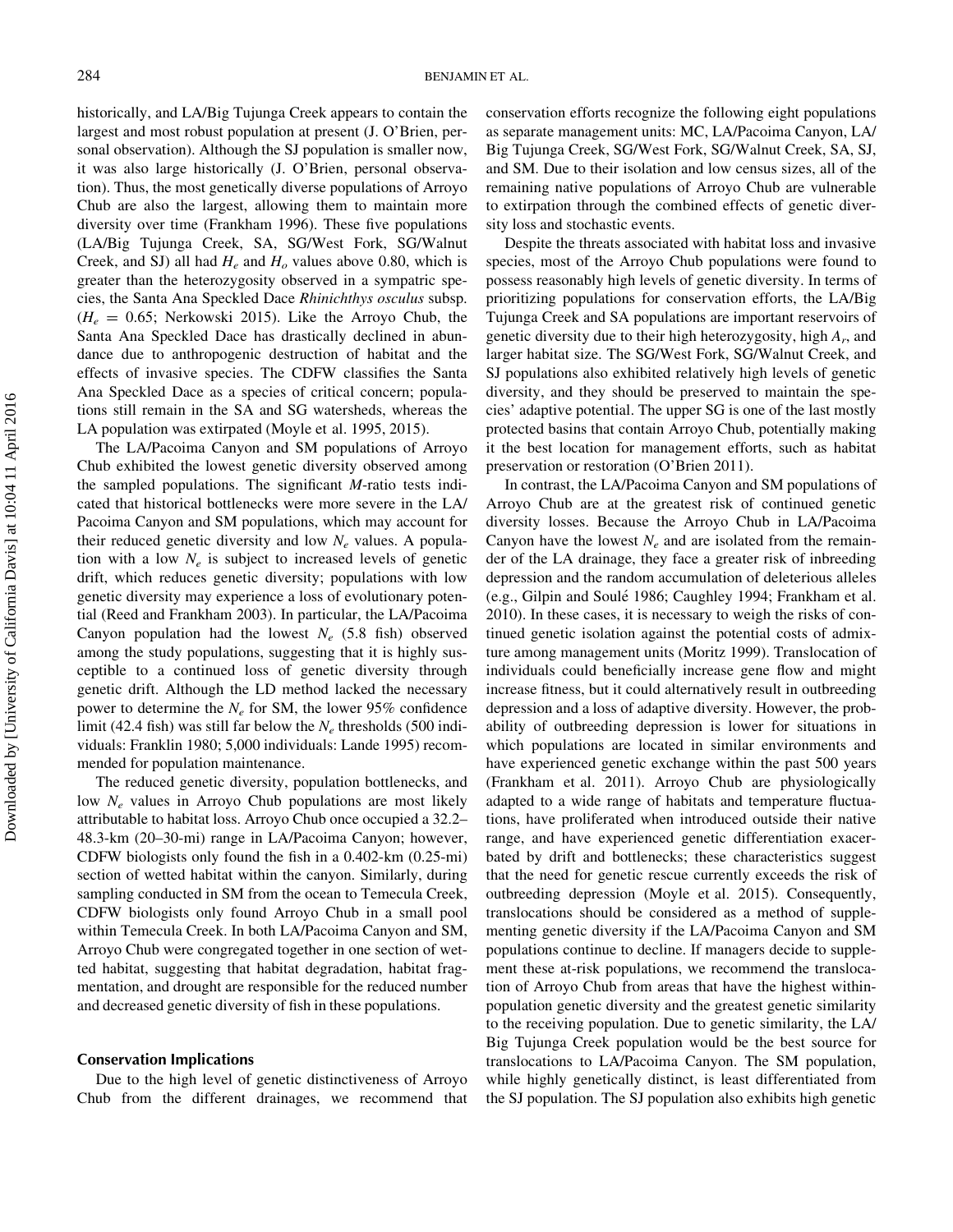historically, and LA/Big Tujunga Creek appears to contain the largest and most robust population at present (J. O'Brien, personal observation). Although the SJ population is smaller now, it was also large historically (J. O'Brien, personal observation). Thus, the most genetically diverse populations of Arroyo Chub are also the largest, allowing them to maintain more diversity over time (Frankham 1996). These five populations (LA/Big Tujunga Creek, SA, SG/West Fork, SG/Walnut Creek, and SJ) all had $H_e$ and $H_o$ values above 0.80, which is greater than the heterozygosity observed in a sympatric species, the Santa Ana Speckled Dace *Rhinichthys osculus* subsp. ($H_e$ = 0.65; Nerkowski 2015). Like the Arroyo Chub, the Santa Ana Speckled Dace has drastically declined in abundance due to anthropogenic destruction of habitat and the effects of invasive species. The CDFW classifies the Santa Ana Speckled Dace as a species of critical concern; populations still remain in the SA and SG watersheds, whereas the LA population was extirpated (Moyle et al. 1995, 2015).

The LA/Pacoima Canyon and SM populations of Arroyo Chub exhibited the lowest genetic diversity observed among the sampled populations. The significant *M*-ratio tests indicated that historical bottlenecks were more severe in the LA/Pacoima Canyon and SM populations, which may account for their reduced genetic diversity and low $N_e$ values. A population with a low $N_e$ is subject to increased levels of genetic drift, which reduces genetic diversity; populations with low genetic diversity may experience a loss of evolutionary potential (Reed and Frankham 2003). In particular, the LA/Pacoima Canyon population had the lowest $N_e$ (5.8 fish) observed among the study populations, suggesting that it is highly susceptible to a continued loss of genetic diversity through genetic drift. Although the LD method lacked the necessary power to determine the $N_e$ for SM, the lower 95% confidence limit (42.4 fish) was still far below the $N_e$ thresholds (500 individuals: Franklin 1980; 5,000 individuals: Lande 1995) recommended for population maintenance.

The reduced genetic diversity, population bottlenecks, and low $N_e$ values in Arroyo Chub populations are most likely attributable to habitat loss. Arroyo Chub once occupied a 32.2–48.3-km (20–30-mi) range in LA/Pacoima Canyon; however, CDFW biologists only found the fish in a 0.402-km (0.25-mi) section of wetted habitat within the canyon. Similarly, during sampling conducted in SM from the ocean to Temecula Creek, CDFW biologists only found Arroyo Chub in a small pool within Temecula Creek. In both LA/Pacoima Canyon and SM, Arroyo Chub were congregated together in one section of wetted habitat, suggesting that habitat degradation, habitat fragmentation, and drought are responsible for the reduced number and decreased genetic diversity of fish in these populations.

## Conservation Implications

Due to the high level of genetic distinctiveness of Arroyo Chub from the different drainages, we recommend that conservation efforts recognize the following eight populations as separate management units: MC, LA/Pacoima Canyon, LA/Big Tujunga Creek, SG/West Fork, SG/Walnut Creek, SA, SJ, and SM. Due to their isolation and low census sizes, all of the remaining native populations of Arroyo Chub are vulnerable to extirpation through the combined effects of genetic diversity loss and stochastic events.

Despite the threats associated with habitat loss and invasive species, most of the Arroyo Chub populations were found to possess reasonably high levels of genetic diversity. In terms of prioritizing populations for conservation efforts, the LA/Big Tujunga Creek and SA populations are important reservoirs of genetic diversity due to their high heterozygosity, high $A_r$, and larger habitat size. The SG/West Fork, SG/Walnut Creek, and SJ populations also exhibited relatively high levels of genetic diversity, and they should be preserved to maintain the species' adaptive potential. The upper SG is one of the last mostly protected basins that contain Arroyo Chub, potentially making it the best location for management efforts, such as habitat preservation or restoration (O'Brien 2011).

In contrast, the LA/Pacoima Canyon and SM populations of Arroyo Chub are at the greatest risk of continued genetic diversity losses. Because the Arroyo Chub in LA/Pacoima Canyon have the lowest $N_e$ and are isolated from the remainder of the LA drainage, they face a greater risk of inbreeding depression and the random accumulation of deleterious alleles (e.g., Gilpin and Soulé 1986; Caughley 1994; Frankham et al. 2010). In these cases, it is necessary to weigh the risks of continued genetic isolation against the potential costs of admixture among management units (Moritz 1999). Translocation of individuals could beneficially increase gene flow and might increase fitness, but it could alternatively result in outbreeding depression and a loss of adaptive diversity. However, the probability of outbreeding depression is lower for situations in which populations are located in similar environments and have experienced genetic exchange within the past 500 years (Frankham et al. 2011). Arroyo Chub are physiologically adapted to a wide range of habitats and temperature fluctuations, have proliferated when introduced outside their native range, and have experienced genetic differentiation exacerbated by drift and bottlenecks; these characteristics suggest that the need for genetic rescue currently exceeds the risk of outbreeding depression (Moyle et al. 2015). Consequently, translocations should be considered as a method of supplementing genetic diversity if the LA/Pacoima Canyon and SM populations continue to decline. If managers decide to supplement these at-risk populations, we recommend the translocation of Arroyo Chub from areas that have the highest within-population genetic diversity and the greatest genetic similarity to the receiving population. Due to genetic similarity, the LA/Big Tujunga Creek population would be the best source for translocations to LA/Pacoima Canyon. The SM population, while highly genetically distinct, is least differentiated from the SJ population. The SJ population also exhibits high genetic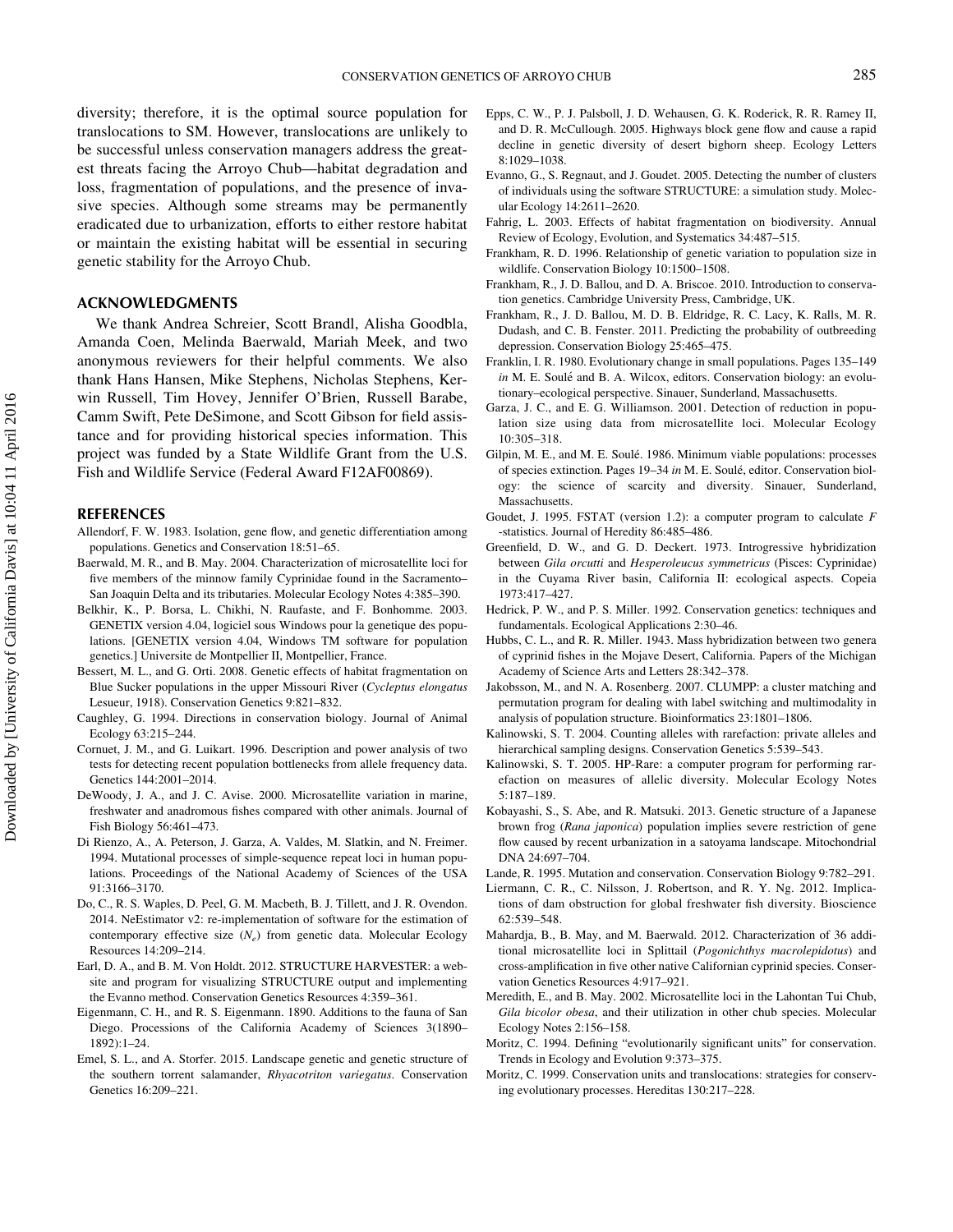diversity; therefore, it is the optimal source population for translocations to SM. However, translocations are unlikely to be successful unless conservation managers address the greatest threats facing the Arroyo Chub—habitat degradation and loss, fragmentation of populations, and the presence of invasive species. Although some streams may be permanently eradicated due to urbanization, efforts to either restore habitat or maintain the existing habitat will be essential in securing genetic stability for the Arroyo Chub.

## ACKNOWLEDGMENTS

We thank Andrea Schreier, Scott Brandl, Alisha Goodbla, Amanda Coen, Melinda Baerwald, Mariah Meek, and two anonymous reviewers for their helpful comments. We also thank Hans Hansen, Mike Stephens, Nicholas Stephens, Kerwin Russell, Tim Hovey, Jennifer O'Brien, Russell Barabe, Camm Swift, Pete DeSimone, and Scott Gibson for field assistance and for providing historical species information. This project was funded by a State Wildlife Grant from the U.S. Fish and Wildlife Service (Federal Award F12AF00869).

## REFERENCES

Allendorf, F. W. 1983. Isolation, gene flow, and genetic differentiation among populations. Genetics and Conservation 18:51–65.

Baerwald, M. R., and B. May. 2004. Characterization of microsatellite loci for five members of the minnow family Cyprinidae found in the Sacramento–San Joaquin Delta and its tributaries. Molecular Ecology Notes 4:385–390.

Belkhir, K., P. Borsa, L. Chikhi, N. Raufaste, and F. Bonhomme. 2003. GENETIX version 4.04, logiciel sous Windows pour la genetique des populations. [GENETIX version 4.04, Windows TM software for population genetics.] Universite de Montpellier II, Montpellier, France.

Bessert, M. L., and G. Orti. 2008. Genetic effects of habitat fragmentation on Blue Sucker populations in the upper Missouri River (*Cycleptus elongatus* Lesueur, 1918). Conservation Genetics 9:821–832.

Caughley, G. 1994. Directions in conservation biology. Journal of Animal Ecology 63:215–244.

Cornuet, J. M., and G. Luikart. 1996. Description and power analysis of two tests for detecting recent population bottlenecks from allele frequency data. Genetics 144:2001–2014.

DeWoody, J. A., and J. C. Avise. 2000. Microsatellite variation in marine, freshwater and anadromous fishes compared with other animals. Journal of Fish Biology 56:461–473.

Di Rienzo, A., A. Peterson, J. Garza, A. Valdes, M. Slatkin, and N. Freimer. 1994. Mutational processes of simple-sequence repeat loci in human populations. Proceedings of the National Academy of Sciences of the USA 91:3166–3170.

Do, C., R. S. Waples, D. Peel, G. M. Macbeth, B. J. Tillett, and J. R. Ovendon. 2014. NeEstimator v2: re-implementation of software for the estimation of contemporary effective size ($N_e$) from genetic data. Molecular Ecology Resources 14:209–214.

Earl, D. A., and B. M. Von Holdt. 2012. STRUCTURE HARVESTER: a website and program for visualizing STRUCTURE output and implementing the Evanno method. Conservation Genetics Resources 4:359–361.

Eigenmann, C. H., and R. S. Eigenmann. 1890. Additions to the fauna of San Diego. Processions of the California Academy of Sciences 3(1890–1892):1–24.

Emel, S. L., and A. Storfer. 2015. Landscape genetic and genetic structure of the southern torrent salamander, *Rhyacotriton variegatus*. Conservation Genetics 16:209–221.

Epps, C. W., P. J. Palsboll, J. D. Wehausen, G. K. Roderick, R. R. Ramey II, and D. R. McCullough. 2005. Highways block gene flow and cause a rapid decline in genetic diversity of desert bighorn sheep. Ecology Letters 8:1029–1038.

Evanno, G., S. Regnaut, and J. Goudet. 2005. Detecting the number of clusters of individuals using the software STRUCTURE: a simulation study. Molecular Ecology 14:2611–2620.

Fahrig, L. 2003. Effects of habitat fragmentation on biodiversity. Annual Review of Ecology, Evolution, and Systematics 34:487–515.

Frankham, R. D. 1996. Relationship of genetic variation to population size in wildlife. Conservation Biology 10:1500–1508.

Frankham, R., J. D. Ballou, and D. A. Briscoe. 2010. Introduction to conservation genetics. Cambridge University Press, Cambridge, UK.

Frankham, R., J. D. Ballou, M. D. B. Eldridge, R. C. Lacy, K. Ralls, M. R. Dudash, and C. B. Fenster. 2011. Predicting the probability of outbreeding depression. Conservation Biology 25:465–475.

Franklin, I. R. 1980. Evolutionary change in small populations. Pages 135–149 *in* M. E. Soulé and B. A. Wilcox, editors. Conservation biology: an evolutionary–ecological perspective. Sinauer, Sunderland, Massachusetts.

Garza, J. C., and E. G. Williamson. 2001. Detection of reduction in population size using data from microsatellite loci. Molecular Ecology 10:305–318.

Gilpin, M. E., and M. E. Soulé. 1986. Minimum viable populations: processes of species extinction. Pages 19–34 *in* M. E. Soulé, editor. Conservation biology: the science of scarcity and diversity. Sinauer, Sunderland, Massachusetts.

Goudet, J. 1995. FSTAT (version 1.2): a computer program to calculate *F*-statistics. Journal of Heredity 86:485–486.

Greenfield, D. W., and G. D. Deckert. 1973. Introgressive hybridization between *Gila orcutti* and *Hesperoleucus symmetricus* (Pisces: Cyprinidae) in the Cuyama River basin, California II: ecological aspects. Copeia 1973:417–427.

Hedrick, P. W., and P. S. Miller. 1992. Conservation genetics: techniques and fundamentals. Ecological Applications 2:30–46.

Hubbs, C. L., and R. R. Miller. 1943. Mass hybridization between two genera of cyprinid fishes in the Mojave Desert, California. Papers of the Michigan Academy of Science Arts and Letters 28:342–378.

Jakobsson, M., and N. A. Rosenberg. 2007. CLUMPP: a cluster matching and permutation program for dealing with label switching and multimodality in analysis of population structure. Bioinformatics 23:1801–1806.

Kalinowski, S. T. 2004. Counting alleles with rarefaction: private alleles and hierarchical sampling designs. Conservation Genetics 5:539–543.

Kalinowski, S. T. 2005. HP-Rare: a computer program for performing rarefaction on measures of allelic diversity. Molecular Ecology Notes 5:187–189.

Kobayashi, S., S. Abe, and R. Matsuki. 2013. Genetic structure of a Japanese brown frog (*Rana japonica*) population implies severe restriction of gene flow caused by recent urbanization in a satoyama landscape. Mitochondrial DNA 24:697–704.

Lande, R. 1995. Mutation and conservation. Conservation Biology 9:782–291.

Liermann, C. R., C. Nilsson, J. Robertson, and R. Y. Ng. 2012. Implications of dam obstruction for global freshwater fish diversity. Bioscience 62:539–548.

Mahardja, B., B. May, and M. Baerwald. 2012. Characterization of 36 additional microsatellite loci in Splittail (*Pogonichthys macrolepidotus*) and cross-amplification in five other native Californian cyprinid species. Conservation Genetics Resources 4:917–921.

Meredith, E., and B. May. 2002. Microsatellite loci in the Lahontan Tui Chub, *Gila bicolor obesa*, and their utilization in other chub species. Molecular Ecology Notes 2:156–158.

Moritz, C. 1994. Defining "evolutionarily significant units" for conservation. Trends in Ecology and Evolution 9:373–375.

Moritz, C. 1999. Conservation units and translocations: strategies for conserving evolutionary processes. Hereditas 130:217–228.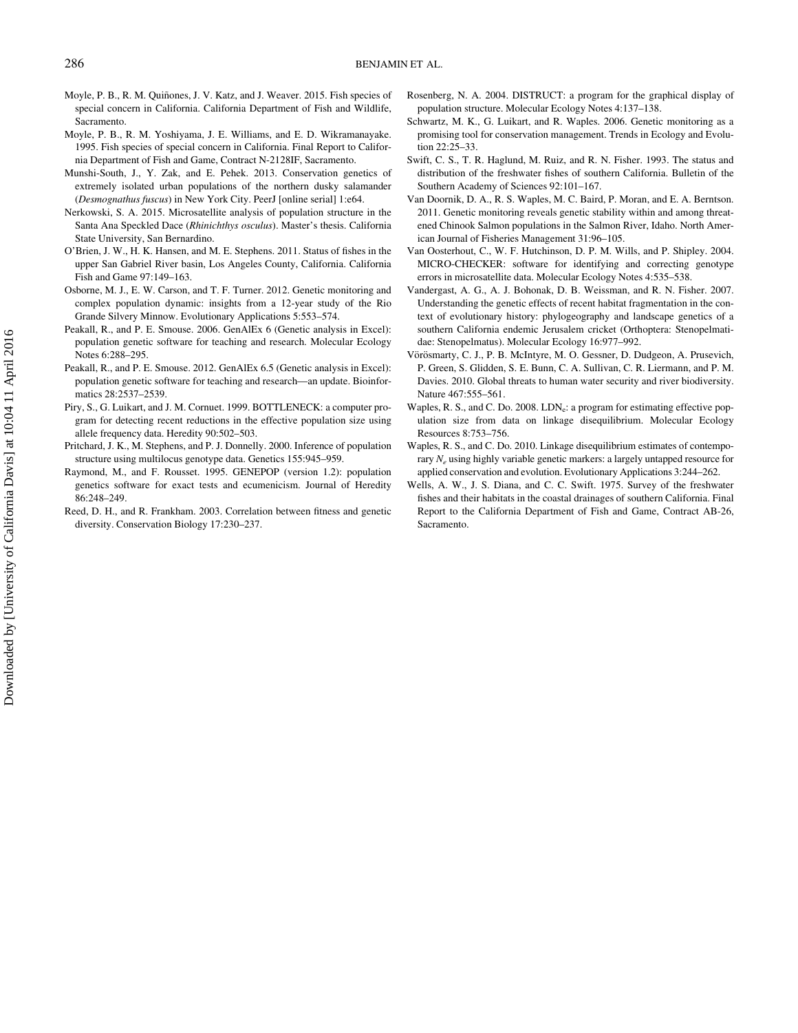Moyle, P. B., R. M. Quiñones, J. V. Katz, and J. Weaver. 2015. Fish species of special concern in California. California Department of Fish and Wildlife, Sacramento.

Moyle, P. B., R. M. Yoshiyama, J. E. Williams, and E. D. Wikramanayake. 1995. Fish species of special concern in California. Final Report to California Department of Fish and Game, Contract N-2128IF, Sacramento.

Munshi-South, J., Y. Zak, and E. Pehek. 2013. Conservation genetics of extremely isolated urban populations of the northern dusky salamander (*Desmognathus fuscus*) in New York City. PeerJ [online serial] 1:e64.

Nerkowski, S. A. 2015. Microsatellite analysis of population structure in the Santa Ana Speckled Dace (*Rhinichthys osculus*). Master's thesis. California State University, San Bernardino.

O'Brien, J. W., H. K. Hansen, and M. E. Stephens. 2011. Status of fishes in the upper San Gabriel River basin, Los Angeles County, California. California Fish and Game 97:149–163.

Osborne, M. J., E. W. Carson, and T. F. Turner. 2012. Genetic monitoring and complex population dynamic: insights from a 12-year study of the Rio Grande Silvery Minnow. Evolutionary Applications 5:553–574.

Peakall, R., and P. E. Smouse. 2006. GenAlEx 6 (Genetic analysis in Excel): population genetic software for teaching and research. Molecular Ecology Notes 6:288–295.

Peakall, R., and P. E. Smouse. 2012. GenAlEx 6.5 (Genetic analysis in Excel): population genetic software for teaching and research—an update. Bioinformatics 28:2537–2539.

Piry, S., G. Luikart, and J. M. Cornuet. 1999. BOTTLENECK: a computer program for detecting recent reductions in the effective population size using allele frequency data. Heredity 90:502–503.

Pritchard, J. K., M. Stephens, and P. J. Donnelly. 2000. Inference of population structure using multilocus genotype data. Genetics 155:945–959.

Raymond, M., and F. Rousset. 1995. GENEPOP (version 1.2): population genetics software for exact tests and ecumenicism. Journal of Heredity 86:248–249.

Reed, D. H., and R. Frankham. 2003. Correlation between fitness and genetic diversity. Conservation Biology 17:230–237.

Rosenberg, N. A. 2004. DISTRUCT: a program for the graphical display of population structure. Molecular Ecology Notes 4:137–138.

Schwartz, M. K., G. Luikart, and R. Waples. 2006. Genetic monitoring as a promising tool for conservation management. Trends in Ecology and Evolution 22:25–33.

Swift, C. S., T. R. Haglund, M. Ruiz, and R. N. Fisher. 1993. The status and distribution of the freshwater fishes of southern California. Bulletin of the Southern Academy of Sciences 92:101–167.

Van Doornik, D. A., R. S. Waples, M. C. Baird, P. Moran, and E. A. Berntson. 2011. Genetic monitoring reveals genetic stability within and among threatened Chinook Salmon populations in the Salmon River, Idaho. North American Journal of Fisheries Management 31:96–105.

Van Oosterhout, C., W. F. Hutchinson, D. P. M. Wills, and P. Shipley. 2004. MICRO-CHECKER: software for identifying and correcting genotype errors in microsatellite data. Molecular Ecology Notes 4:535–538.

Vandergast, A. G., A. J. Bohonak, D. B. Weissman, and R. N. Fisher. 2007. Understanding the genetic effects of recent habitat fragmentation in the context of evolutionary history: phylogeography and landscape genetics of a southern California endemic Jerusalem cricket (Orthoptera: Stenopelmatidae: Stenopelmatus). Molecular Ecology 16:977–992.

Vörösmarty, C. J., P. B. McIntyre, M. O. Gessner, D. Dudgeon, A. Prusevich, P. Green, S. Glidden, S. E. Bunn, C. A. Sullivan, C. R. Liermann, and P. M. Davies. 2010. Global threats to human water security and river biodiversity. Nature 467:555–561.

Waples, R. S., and C. Do. 2008. LDN$_e$: a program for estimating effective population size from data on linkage disequilibrium. Molecular Ecology Resources 8:753–756.

Waples, R. S., and C. Do. 2010. Linkage disequilibrium estimates of contemporary $N_e$ using highly variable genetic markers: a largely untapped resource for applied conservation and evolution. Evolutionary Applications 3:244–262.

Wells, A. W., J. S. Diana, and C. C. Swift. 1975. Survey of the freshwater fishes and their habitats in the coastal drainages of southern California. Final Report to the California Department of Fish and Game, Contract AB-26, Sacramento.